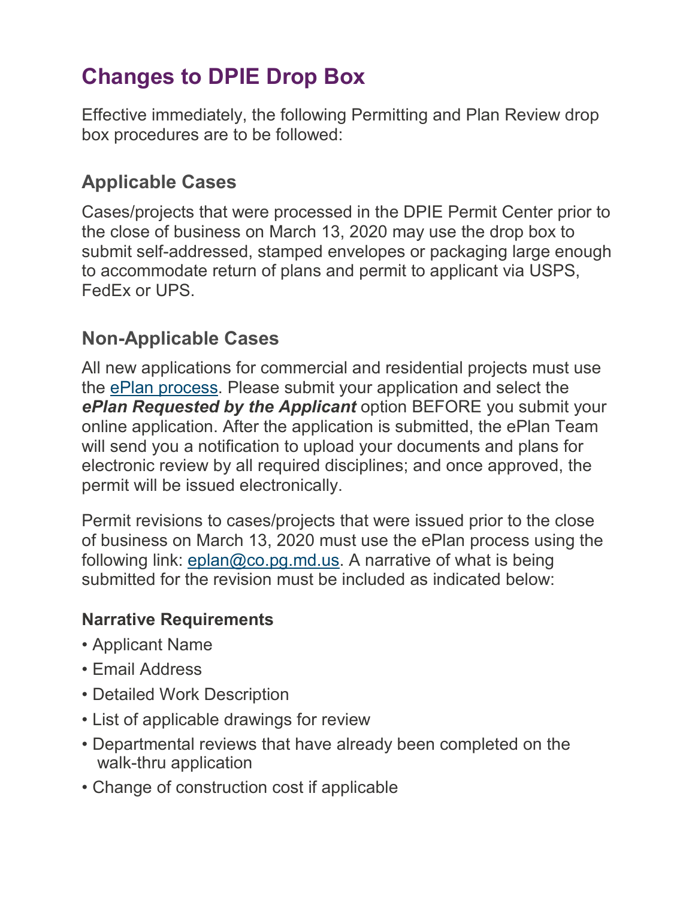# Changes to DPIE Drop Box

Effective immediately, the following Permitting and Plan Review drop box procedures are to be followed:

## Applicable Cases

Cases/projects that were processed in the DPIE Permit Center prior to the close of business on March 13, 2020 may use the drop box to submit self-addressed, stamped envelopes or packaging large enough to accommodate return of plans and permit to applicant via USPS, FedEx or UPS.

## Non-Applicable Cases

All new applications for commercial and residential projects must use the ePlan process. Please submit your application and select the ***ePlan Requested by the Applicant*** option BEFORE you submit your online application. After the application is submitted, the ePlan Team will send you a notification to upload your documents and plans for electronic review by all required disciplines; and once approved, the permit will be issued electronically.

Permit revisions to cases/projects that were issued prior to the close of business on March 13, 2020 must use the ePlan process using the following link: eplan@co.pg.md.us. A narrative of what is being submitted for the revision must be included as indicated below:

### Narrative Requirements

- Applicant Name
- Email Address
- Detailed Work Description
- List of applicable drawings for review
- Departmental reviews that have already been completed on the walk-thru application
- Change of construction cost if applicable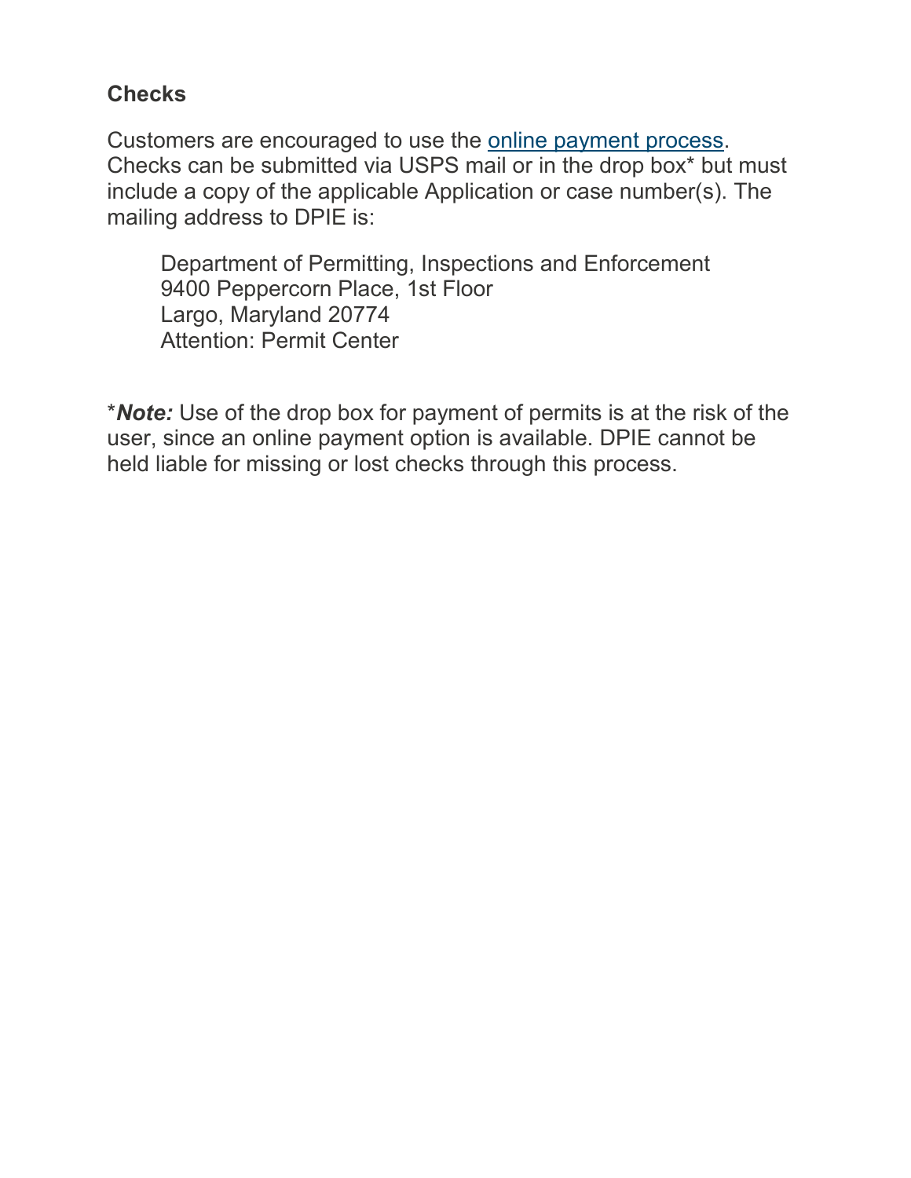**Checks**

Customers are encouraged to use the online payment process. Checks can be submitted via USPS mail or in the drop box* but must include a copy of the applicable Application or case number(s). The mailing address to DPIE is:

> Department of Permitting, Inspections and Enforcement
> 9400 Peppercorn Place, 1st Floor
> Largo, Maryland 20774
> Attention: Permit Center

****Note:*** Use of the drop box for payment of permits is at the risk of the user, since an online payment option is available. DPIE cannot be held liable for missing or lost checks through this process.